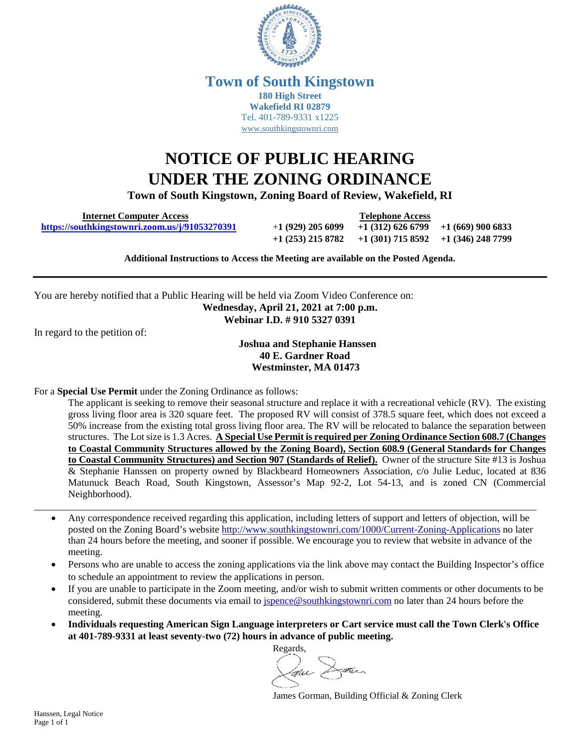# Town of South Kingstown

**180 High Street**
**Wakefield RI 02879**
Tel. 401-789-9331 x1225
www.southkingstownri.com

# NOTICE OF PUBLIC HEARING UNDER THE ZONING ORDINANCE

**Town of South Kingstown, Zoning Board of Review, Wakefield, RI**

| Internet Computer Access | Telephone Access | | |
|---|---|---|---|
| **https://southkingstownri.zoom.us/j/91053270391** | +**1 (929) 205 6099** | **+1 (312) 626 6799** | **+1 (669) 900 6833** |
| | **+1 (253) 215 8782** | **+1 (301) 715 8592** | **+1 (346) 248 7799** |

**Additional Instructions to Access the Meeting are available on the Posted Agenda.**

---

You are hereby notified that a Public Hearing will be held via Zoom Video Conference on:

**Wednesday, April 21, 2021 at 7:00 p.m.**
**Webinar I.D. # 910 5327 0391**

In regard to the petition of:

**Joshua and Stephanie Hanssen**
**40 E. Gardner Road**
**Westminster, MA 01473**

For a **Special Use Permit** under the Zoning Ordinance as follows:

The applicant is seeking to remove their seasonal structure and replace it with a recreational vehicle (RV). The existing gross living floor area is 320 square feet. The proposed RV will consist of 378.5 square feet, which does not exceed a 50% increase from the existing total gross living floor area. The RV will be relocated to balance the separation between structures. The Lot size is 1.3 Acres. **A Special Use Permit is required per Zoning Ordinance Section 608.7 (Changes to Coastal Community Structures allowed by the Zoning Board), Section 608.9 (General Standards for Changes to Coastal Community Structures) and Section 907 (Standards of Relief).** Owner of the structure Site #13 is Joshua & Stephanie Hanssen on property owned by Blackbeard Homeowners Association, c/o Julie Leduc, located at 836 Matunuck Beach Road, South Kingstown, Assessor's Map 92-2, Lot 54-13, and is zoned CN (Commercial Neighborhood).

---

- Any correspondence received regarding this application, including letters of support and letters of objection, will be posted on the Zoning Board's website http://www.southkingstownri.com/1000/Current-Zoning-Applications no later than 24 hours before the meeting, and sooner if possible. We encourage you to review that website in advance of the meeting.
- Persons who are unable to access the zoning applications via the link above may contact the Building Inspector's office to schedule an appointment to review the applications in person.
- If you are unable to participate in the Zoom meeting, and/or wish to submit written comments or other documents to be considered, submit these documents via email to jspence@southkingstownri.com no later than 24 hours before the meeting.
- **Individuals requesting American Sign Language interpreters or Cart service must call the Town Clerk's Office at 401-789-9331 at least seventy-two (72) hours in advance of public meeting.**

Regards,

James Gorman, Building Official & Zoning Clerk

Hanssen, Legal Notice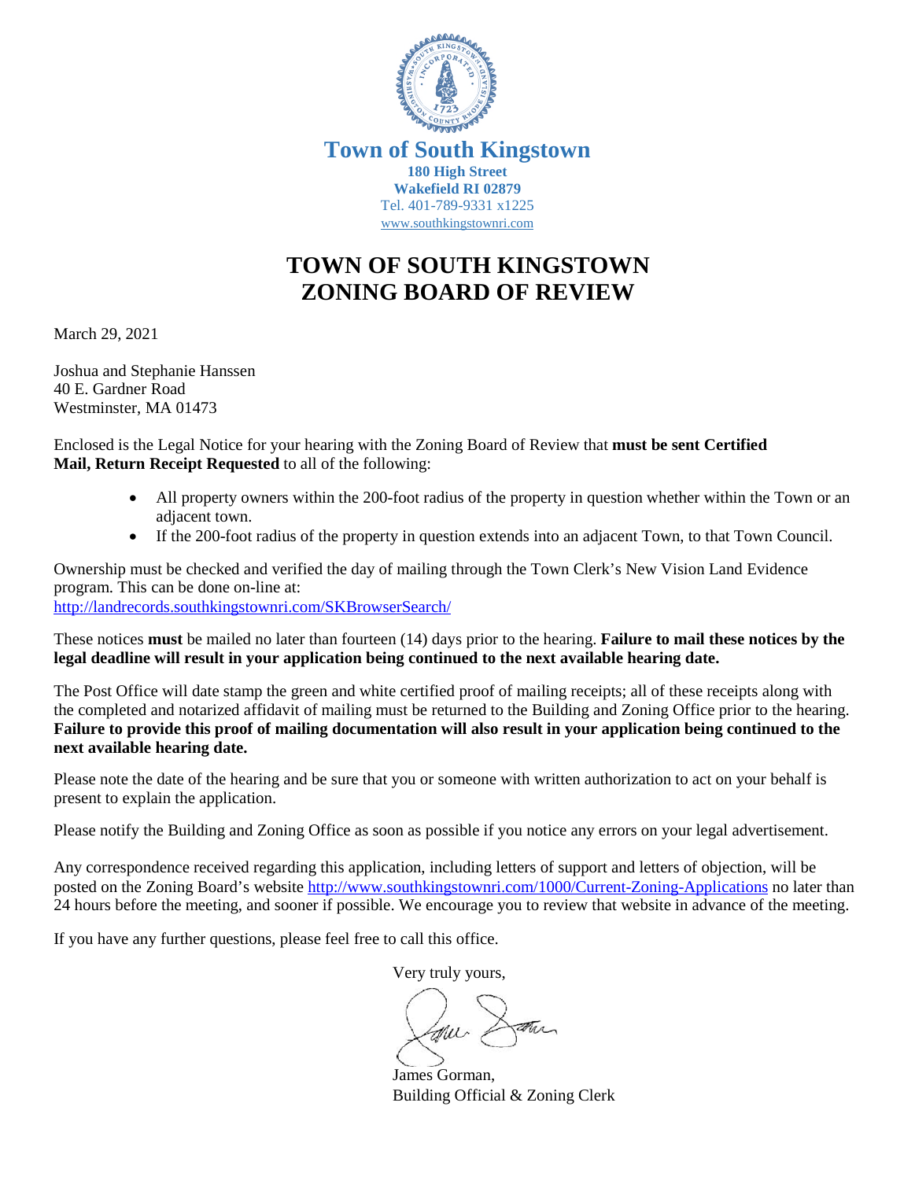**Town of South Kingstown**
**180 High Street**
**Wakefield RI 02879**
Tel. 401-789-9331 x1225
www.southkingstownri.com

# TOWN OF SOUTH KINGSTOWN ZONING BOARD OF REVIEW

March 29, 2021

Joshua and Stephanie Hanssen
40 E. Gardner Road
Westminster, MA 01473

Enclosed is the Legal Notice for your hearing with the Zoning Board of Review that **must be sent Certified Mail, Return Receipt Requested** to all of the following:

- All property owners within the 200-foot radius of the property in question whether within the Town or an adjacent town.
- If the 200-foot radius of the property in question extends into an adjacent Town, to that Town Council.

Ownership must be checked and verified the day of mailing through the Town Clerk's New Vision Land Evidence program. This can be done on-line at:
http://landrecords.southkingstownri.com/SKBrowserSearch/

These notices **must** be mailed no later than fourteen (14) days prior to the hearing. **Failure to mail these notices by the legal deadline will result in your application being continued to the next available hearing date.**

The Post Office will date stamp the green and white certified proof of mailing receipts; all of these receipts along with the completed and notarized affidavit of mailing must be returned to the Building and Zoning Office prior to the hearing. **Failure to provide this proof of mailing documentation will also result in your application being continued to the next available hearing date.**

Please note the date of the hearing and be sure that you or someone with written authorization to act on your behalf is present to explain the application.

Please notify the Building and Zoning Office as soon as possible if you notice any errors on your legal advertisement.

Any correspondence received regarding this application, including letters of support and letters of objection, will be posted on the Zoning Board's website http://www.southkingstownri.com/1000/Current-Zoning-Applications no later than 24 hours before the meeting, and sooner if possible. We encourage you to review that website in advance of the meeting.

If you have any further questions, please feel free to call this office.

Very truly yours,

James Gorman,
Building Official & Zoning Clerk